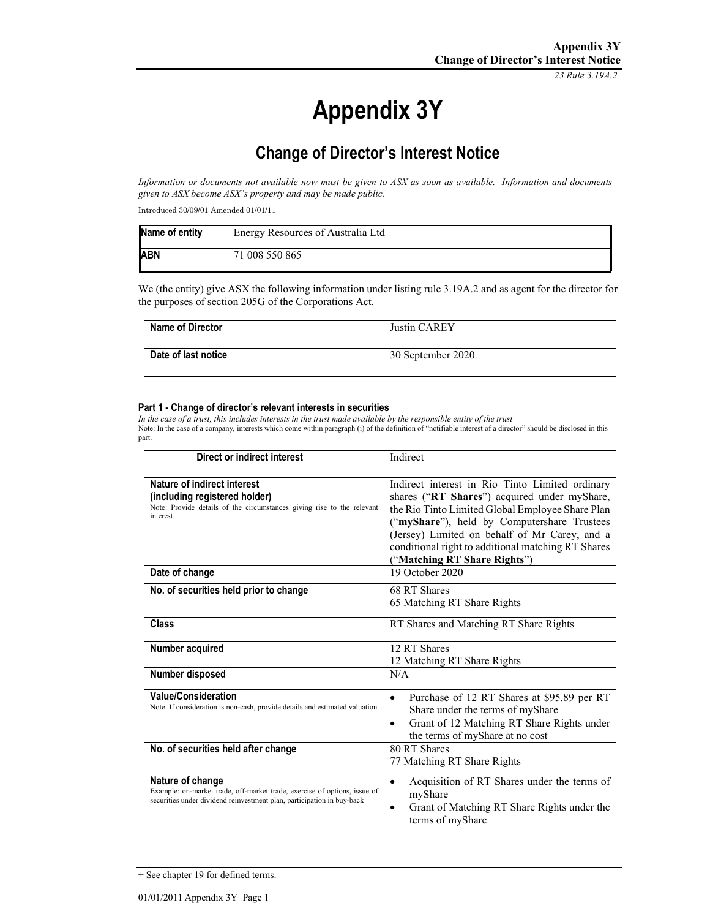# Appendix 3Y

## Change of Director's Interest Notice

*Information or documents not available now must be given to ASX as soon as available. Information and documents given to ASX become ASX's property and may be made public.*

Introduced 30/09/01 Amended 01/01/11

| **Name of entity** | Energy Resources of Australia Ltd |
|---|---|
| **ABN** | 71 008 550 865 |

We (the entity) give ASX the following information under listing rule 3.19A.2 and as agent for the director for the purposes of section 205G of the Corporations Act.

| **Name of Director** | Justin CAREY |
|---|---|
| **Date of last notice** | 30 September 2020 |

#### Part 1 - Change of director's relevant interests in securities

*In the case of a trust, this includes interests in the trust made available by the responsible entity of the trust*

Note: In the case of a company, interests which come within paragraph (i) of the definition of "notifiable interest of a director" should be disclosed in this part.

| **Direct or indirect interest** | Indirect |
|---|---|
| **Nature of indirect interest (including registered holder)**<br>Note: Provide details of the circumstances giving rise to the relevant interest. | Indirect interest in Rio Tinto Limited ordinary shares ("**RT Shares**") acquired under myShare, the Rio Tinto Limited Global Employee Share Plan ("**myShare**"), held by Computershare Trustees (Jersey) Limited on behalf of Mr Carey, and a conditional right to additional matching RT Shares ("**Matching RT Share Rights**") |
| **Date of change** | 19 October 2020 |
| **No. of securities held prior to change** | 68 RT Shares<br>65 Matching RT Share Rights |
| **Class** | RT Shares and Matching RT Share Rights |
| **Number acquired** | 12 RT Shares<br>12 Matching RT Share Rights |
| **Number disposed** | N/A |
| **Value/Consideration**<br>Note: If consideration is non-cash, provide details and estimated valuation | • Purchase of 12 RT Shares at $95.89 per RT Share under the terms of myShare<br>• Grant of 12 Matching RT Share Rights under the terms of myShare at no cost |
| **No. of securities held after change** | 80 RT Shares<br>77 Matching RT Share Rights |
| **Nature of change**<br>Example: on-market trade, off-market trade, exercise of options, issue of securities under dividend reinvestment plan, participation in buy-back | • Acquisition of RT Shares under the terms of myShare<br>• Grant of Matching RT Share Rights under the terms of myShare |

+ See chapter 19 for defined terms.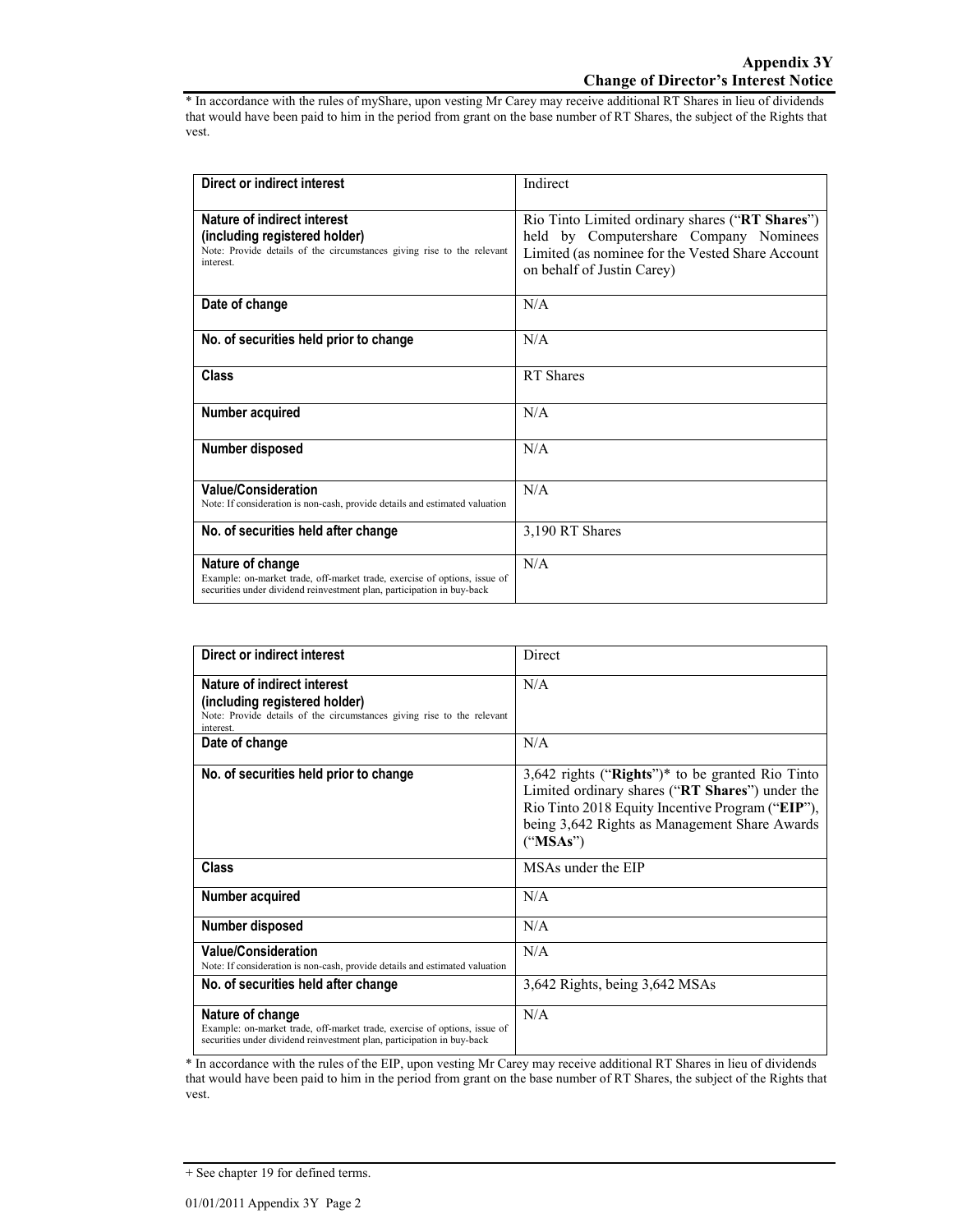* In accordance with the rules of myShare, upon vesting Mr Carey may receive additional RT Shares in lieu of dividends that would have been paid to him in the period from grant on the base number of RT Shares, the subject of the Rights that vest.

| | |
|---|---|
| **Direct or indirect interest** | Indirect |
| **Nature of indirect interest (including registered holder)** Note: Provide details of the circumstances giving rise to the relevant interest. | Rio Tinto Limited ordinary shares ("**RT Shares**") held by Computershare Company Nominees Limited (as nominee for the Vested Share Account on behalf of Justin Carey) |
| **Date of change** | N/A |
| **No. of securities held prior to change** | N/A |
| **Class** | RT Shares |
| **Number acquired** | N/A |
| **Number disposed** | N/A |
| **Value/Consideration** Note: If consideration is non-cash, provide details and estimated valuation | N/A |
| **No. of securities held after change** | 3,190 RT Shares |
| **Nature of change** Example: on-market trade, off-market trade, exercise of options, issue of securities under dividend reinvestment plan, participation in buy-back | N/A |

| | |
|---|---|
| **Direct or indirect interest** | Direct |
| **Nature of indirect interest (including registered holder)** Note: Provide details of the circumstances giving rise to the relevant interest. | N/A |
| **Date of change** | N/A |
| **No. of securities held prior to change** | 3,642 rights ("**Rights**")* to be granted Rio Tinto Limited ordinary shares ("**RT Shares**") under the Rio Tinto 2018 Equity Incentive Program ("**EIP**"), being 3,642 Rights as Management Share Awards ("**MSAs**") |
| **Class** | MSAs under the EIP |
| **Number acquired** | N/A |
| **Number disposed** | N/A |
| **Value/Consideration** Note: If consideration is non-cash, provide details and estimated valuation | N/A |
| **No. of securities held after change** | 3,642 Rights, being 3,642 MSAs |
| **Nature of change** Example: on-market trade, off-market trade, exercise of options, issue of securities under dividend reinvestment plan, participation in buy-back | N/A |

* In accordance with the rules of the EIP, upon vesting Mr Carey may receive additional RT Shares in lieu of dividends that would have been paid to him in the period from grant on the base number of RT Shares, the subject of the Rights that vest.

+ See chapter 19 for defined terms.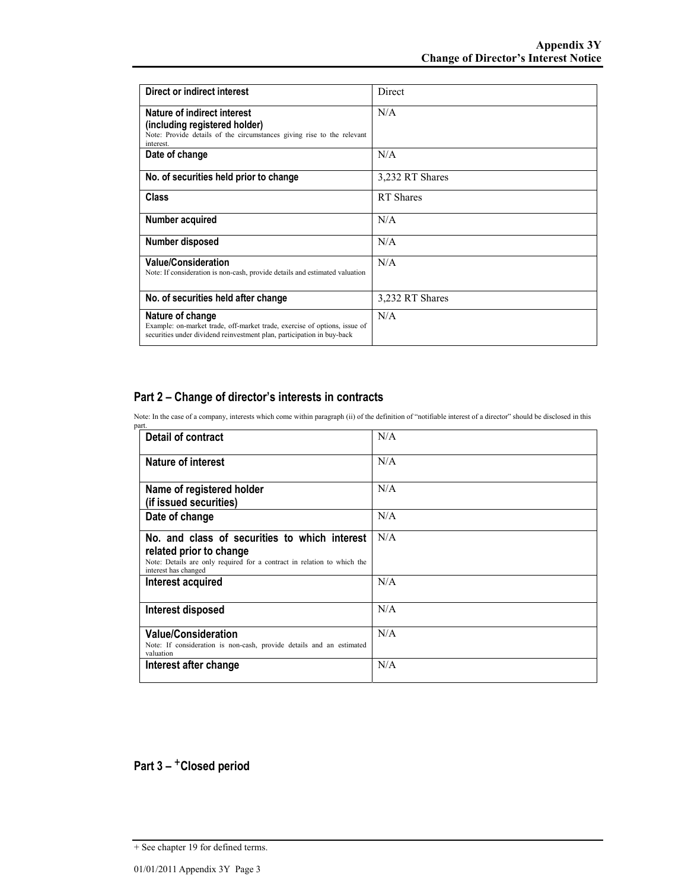| Direct or indirect interest | Direct |
|---|---|
| **Nature of indirect interest (including registered holder)** Note: Provide details of the circumstances giving rise to the relevant interest. | N/A |
| **Date of change** | N/A |
| **No. of securities held prior to change** | 3,232 RT Shares |
| **Class** | RT Shares |
| **Number acquired** | N/A |
| **Number disposed** | N/A |
| **Value/Consideration** Note: If consideration is non-cash, provide details and estimated valuation | N/A |
| **No. of securities held after change** | 3,232 RT Shares |
| **Nature of change** Example: on-market trade, off-market trade, exercise of options, issue of securities under dividend reinvestment plan, participation in buy-back | N/A |

## Part 2 – Change of director's interests in contracts

Note: In the case of a company, interests which come within paragraph (ii) of the definition of "notifiable interest of a director" should be disclosed in this part.

| Detail of contract | N/A |
|---|---|
| **Nature of interest** | N/A |
| **Name of registered holder (if issued securities)** | N/A |
| **Date of change** | N/A |
| **No. and class of securities to which interest related prior to change** Note: Details are only required for a contract in relation to which the interest has changed | N/A |
| **Interest acquired** | N/A |
| **Interest disposed** | N/A |
| **Value/Consideration** Note: If consideration is non-cash, provide details and an estimated valuation | N/A |
| **Interest after change** | N/A |

## Part 3 – +Closed period

+ See chapter 19 for defined terms.

01/01/2011 Appendix 3Y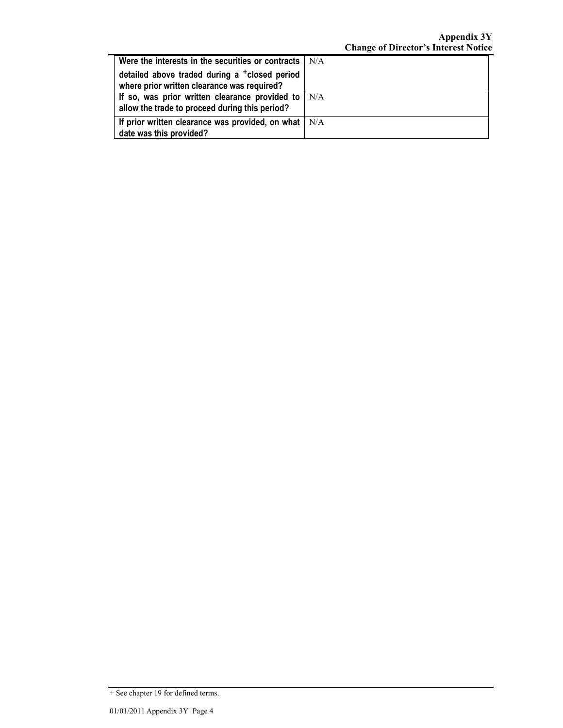| | |
|---|---|
| **Were the interests in the securities or contracts detailed above traded during a +closed period where prior written clearance was required?** | N/A |
| **If so, was prior written clearance provided to allow the trade to proceed during this period?** | N/A |
| **If prior written clearance was provided, on what date was this provided?** | N/A |

+ See chapter 19 for defined terms.